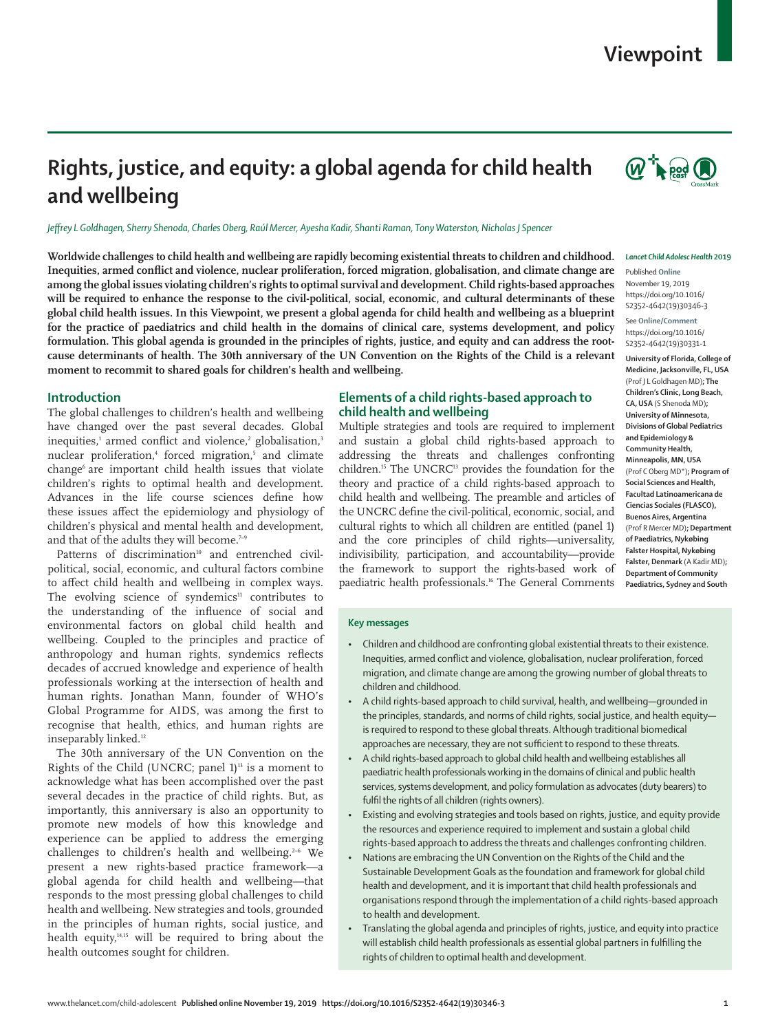# Rights, justice, and equity: a global agenda for child health and wellbeing

*Jeffrey L Goldhagen, Sherry Shenoda, Charles Oberg, Raúl Mercer, Ayesha Kadir, Shanti Raman, Tony Waterston, Nicholas J Spencer*

**Worldwide challenges to child health and wellbeing are rapidly becoming existential threats to children and childhood. Inequities, armed conflict and violence, nuclear proliferation, forced migration, globalisation, and climate change are among the global issues violating children's rights to optimal survival and development. Child rights-based approaches will be required to enhance the response to the civil-political, social, economic, and cultural determinants of these global child health issues. In this Viewpoint, we present a global agenda for child health and wellbeing as a blueprint for the practice of paediatrics and child health in the domains of clinical care, systems development, and policy formulation. This global agenda is grounded in the principles of rights, justice, and equity and can address the root-cause determinants of health. The 30th anniversary of the UN Convention on the Rights of the Child is a relevant moment to recommit to shared goals for children's health and wellbeing.**

*Lancet Child Adolesc Health* 2019

Published **Online** November 19, 2019 https://doi.org/10.1016/S2352-4642(19)30346-3

See **Online/Comment** https://doi.org/10.1016/S2352-4642(19)30331-1

**University of Florida, College of Medicine, Jacksonville, FL, USA** (Prof J L Goldhagen MD)**; The Children's Clinic, Long Beach, CA, USA** (S Shenoda MD)**; University of Minnesota, Divisions of Global Pediatrics and Epidemiology & Community Health, Minneapolis, MN, USA** (Prof C Oberg MD\*)**; Program of Social Sciences and Health, Facultad Latinoamericana de Ciencias Sociales (FLASCO), Buenos Aires, Argentina** (Prof R Mercer MD)**; Department of Paediatrics, Nykøbing Falster Hospital, Nykøbing Falster, Denmark** (A Kadir MD)**; Department of Community Paediatrics, Sydney and South**

## Introduction

The global challenges to children's health and wellbeing have changed over the past several decades. Global inequities,[1] armed conflict and violence,[2] globalisation,[3] nuclear proliferation,[4] forced migration,[5] and climate change[6] are important child health issues that violate children's rights to optimal health and development. Advances in the life course sciences define how these issues affect the epidemiology and physiology of children's physical and mental health and development, and that of the adults they will become.[7–9]

Patterns of discrimination[10] and entrenched civil-political, social, economic, and cultural factors combine to affect child health and wellbeing in complex ways. The evolving science of syndemics[11] contributes to the understanding of the influence of social and environmental factors on global child health and wellbeing. Coupled to the principles and practice of anthropology and human rights, syndemics reflects decades of accrued knowledge and experience of health professionals working at the intersection of health and human rights. Jonathan Mann, founder of WHO's Global Programme for AIDS, was among the first to recognise that health, ethics, and human rights are inseparably linked.[12]

The 30th anniversary of the UN Convention on the Rights of the Child (UNCRC; panel 1)[13] is a moment to acknowledge what has been accomplished over the past several decades in the practice of child rights. But, as importantly, this anniversary is also an opportunity to promote new models of how this knowledge and experience can be applied to address the emerging challenges to children's health and wellbeing.[2–6] We present a new rights-based practice framework—a global agenda for child health and wellbeing—that responds to the most pressing global challenges to child health and wellbeing. New strategies and tools, grounded in the principles of human rights, social justice, and health equity,[14,15] will be required to bring about the health outcomes sought for children.

## Elements of a child rights-based approach to child health and wellbeing

Multiple strategies and tools are required to implement and sustain a global child rights-based approach to addressing the threats and challenges confronting children.[15] The UNCRC[13] provides the foundation for the theory and practice of a child rights-based approach to child health and wellbeing. The preamble and articles of the UNCRC define the civil-political, economic, social, and cultural rights to which all children are entitled (panel 1) and the core principles of child rights—universality, indivisibility, participation, and accountability—provide the framework to support the rights-based work of paediatric health professionals.[16] The General Comments

### Key messages

- Children and childhood are confronting global existential threats to their existence. Inequities, armed conflict and violence, globalisation, nuclear proliferation, forced migration, and climate change are among the growing number of global threats to children and childhood.
- A child rights-based approach to child survival, health, and wellbeing—grounded in the principles, standards, and norms of child rights, social justice, and health equity—is required to respond to these global threats. Although traditional biomedical approaches are necessary, they are not sufficient to respond to these threats.
- A child rights-based approach to global child health and wellbeing establishes all paediatric health professionals working in the domains of clinical and public health services, systems development, and policy formulation as advocates (duty bearers) to fulfil the rights of all children (rights owners).
- Existing and evolving strategies and tools based on rights, justice, and equity provide the resources and experience required to implement and sustain a global child rights-based approach to address the threats and challenges confronting children.
- Nations are embracing the UN Convention on the Rights of the Child and the Sustainable Development Goals as the foundation and framework for global child health and development, and it is important that child health professionals and organisations respond through the implementation of a child rights-based approach to health and development.
- Translating the global agenda and principles of rights, justice, and equity into practice will establish child health professionals as essential global partners in fulfilling the rights of children to optimal health and development.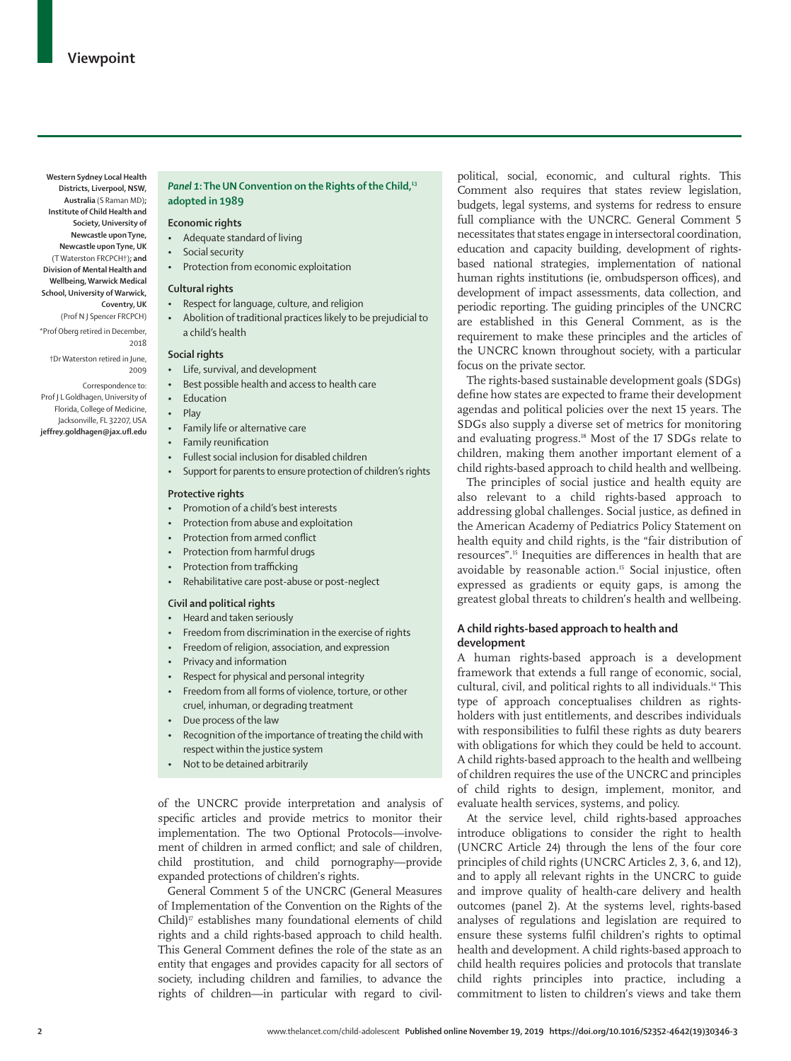Western Sydney Local Health Districts, Liverpool, NSW, Australia (S Raman MD); Institute of Child Health and Society, University of Newcastle upon Tyne, Newcastle upon Tyne, UK (T Waterston FRCPCH†); and Division of Mental Health and Wellbeing, Warwick Medical School, University of Warwick, Coventry, UK (Prof N J Spencer FRCPCH)

*Prof Oberg retired in December, 2018

†Dr Waterston retired in June, 2009

Correspondence to: Prof J L Goldhagen, University of Florida, College of Medicine, Jacksonville, FL 32207, USA **jeffrey.goldhagen@jax.ufl.edu**

**Panel 1: The UN Convention on the Rights of the Child,[13] adopted in 1989**

**Economic rights**
- Adequate standard of living
- Social security
- Protection from economic exploitation

**Cultural rights**
- Respect for language, culture, and religion
- Abolition of traditional practices likely to be prejudicial to a child's health

**Social rights**
- Life, survival, and development
- Best possible health and access to health care
- Education
- Play
- Family life or alternative care
- Family reunification
- Fullest social inclusion for disabled children
- Support for parents to ensure protection of children's rights

**Protective rights**
- Promotion of a child's best interests
- Protection from abuse and exploitation
- Protection from armed conflict
- Protection from harmful drugs
- Protection from trafficking
- Rehabilitative care post-abuse or post-neglect

**Civil and political rights**
- Heard and taken seriously
- Freedom from discrimination in the exercise of rights
- Freedom of religion, association, and expression
- Privacy and information
- Respect for physical and personal integrity
- Freedom from all forms of violence, torture, or other cruel, inhuman, or degrading treatment
- Due process of the law
- Recognition of the importance of treating the child with respect within the justice system
- Not to be detained arbitrarily

of the UNCRC provide interpretation and analysis of specific articles and provide metrics to monitor their implementation. The two Optional Protocols—involvement of children in armed conflict; and sale of children, child prostitution, and child pornography—provide expanded protections of children's rights.

General Comment 5 of the UNCRC (General Measures of Implementation of the Convention on the Rights of the Child)[17] establishes many foundational elements of child rights and a child rights-based approach to child health. This General Comment defines the role of the state as an entity that engages and provides capacity for all sectors of society, including children and families, to advance the rights of children—in particular with regard to civil-political, social, economic, and cultural rights. This Comment also requires that states review legislation, budgets, legal systems, and systems for redress to ensure full compliance with the UNCRC. General Comment 5 necessitates that states engage in intersectoral coordination, education and capacity building, development of rights-based national strategies, implementation of national human rights institutions (ie, ombudsperson offices), and development of impact assessments, data collection, and periodic reporting. The guiding principles of the UNCRC are established in this General Comment, as is the requirement to make these principles and the articles of the UNCRC known throughout society, with a particular focus on the private sector.

The rights-based sustainable development goals (SDGs) define how states are expected to frame their development agendas and political policies over the next 15 years. The SDGs also supply a diverse set of metrics for monitoring and evaluating progress.[18] Most of the 17 SDGs relate to children, making them another important element of a child rights-based approach to child health and wellbeing.

The principles of social justice and health equity are also relevant to a child rights-based approach to addressing global challenges. Social justice, as defined in the American Academy of Pediatrics Policy Statement on health equity and child rights, is the "fair distribution of resources".[15] Inequities are differences in health that are avoidable by reasonable action.[15] Social injustice, often expressed as gradients or equity gaps, is among the greatest global threats to children's health and wellbeing.

## A child rights-based approach to health and development

A human rights-based approach is a development framework that extends a full range of economic, social, cultural, civil, and political rights to all individuals.[14] This type of approach conceptualises children as rights-holders with just entitlements, and describes individuals with responsibilities to fulfil these rights as duty bearers with obligations for which they could be held to account. A child rights-based approach to the health and wellbeing of children requires the use of the UNCRC and principles of child rights to design, implement, monitor, and evaluate health services, systems, and policy.

At the service level, child rights-based approaches introduce obligations to consider the right to health (UNCRC Article 24) through the lens of the four core principles of child rights (UNCRC Articles 2, 3, 6, and 12), and to apply all relevant rights in the UNCRC to guide and improve quality of health-care delivery and health outcomes (panel 2). At the systems level, rights-based analyses of regulations and legislation are required to ensure these systems fulfil children's rights to optimal health and development. A child rights-based approach to child health requires policies and protocols that translate child rights principles into practice, including a commitment to listen to children's views and take them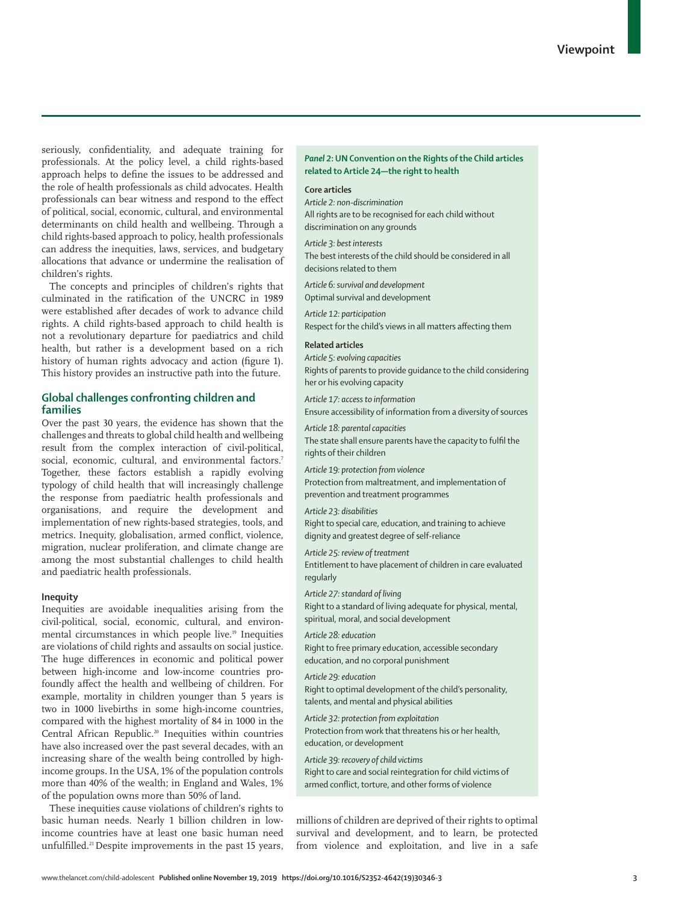seriously, confidentiality, and adequate training for professionals. At the policy level, a child rights-based approach helps to define the issues to be addressed and the role of health professionals as child advocates. Health professionals can bear witness and respond to the effect of political, social, economic, cultural, and environmental determinants on child health and wellbeing. Through a child rights-based approach to policy, health professionals can address the inequities, laws, services, and budgetary allocations that advance or undermine the realisation of children's rights.

The concepts and principles of children's rights that culminated in the ratification of the UNCRC in 1989 were established after decades of work to advance child rights. A child rights-based approach to child health is not a revolutionary departure for paediatrics and child health, but rather is a development based on a rich history of human rights advocacy and action (figure 1). This history provides an instructive path into the future.

## Global challenges confronting children and families

Over the past 30 years, the evidence has shown that the challenges and threats to global child health and wellbeing result from the complex interaction of civil-political, social, economic, cultural, and environmental factors.[7] Together, these factors establish a rapidly evolving typology of child health that will increasingly challenge the response from paediatric health professionals and organisations, and require the development and implementation of new rights-based strategies, tools, and metrics. Inequity, globalisation, armed conflict, violence, migration, nuclear proliferation, and climate change are among the most substantial challenges to child health and paediatric health professionals.

### Inequity

Inequities are avoidable inequalities arising from the civil-political, social, economic, cultural, and environmental circumstances in which people live.[19] Inequities are violations of child rights and assaults on social justice. The huge differences in economic and political power between high-income and low-income countries profoundly affect the health and wellbeing of children. For example, mortality in children younger than 5 years is two in 1000 livebirths in some high-income countries, compared with the highest mortality of 84 in 1000 in the Central African Republic.[20] Inequities within countries have also increased over the past several decades, with an increasing share of the wealth being controlled by high-income groups. In the USA, 1% of the population controls more than 40% of the wealth; in England and Wales, 1% of the population owns more than 50% of land.

These inequities cause violations of children's rights to basic human needs. Nearly 1 billion children in low-income countries have at least one basic human need unfulfilled.[21] Despite improvements in the past 15 years, millions of children are deprived of their rights to optimal survival and development, and to learn, be protected from violence and exploitation, and live in a safe

**Panel 2: UN Convention on the Rights of the Child articles related to Article 24—the right to health**

**Core articles**

*Article 2: non-discrimination*
All rights are to be recognised for each child without discrimination on any grounds

*Article 3: best interests*
The best interests of the child should be considered in all decisions related to them

*Article 6: survival and development*
Optimal survival and development

*Article 12: participation*
Respect for the child's views in all matters affecting them

**Related articles**

*Article 5: evolving capacities*
Rights of parents to provide guidance to the child considering her or his evolving capacity

*Article 17: access to information*
Ensure accessibility of information from a diversity of sources

*Article 18: parental capacities*
The state shall ensure parents have the capacity to fulfil the rights of their children

*Article 19: protection from violence*
Protection from maltreatment, and implementation of prevention and treatment programmes

*Article 23: disabilities*
Right to special care, education, and training to achieve dignity and greatest degree of self-reliance

*Article 25: review of treatment*
Entitlement to have placement of children in care evaluated regularly

*Article 27: standard of living*
Right to a standard of living adequate for physical, mental, spiritual, moral, and social development

*Article 28: education*
Right to free primary education, accessible secondary education, and no corporal punishment

*Article 29: education*
Right to optimal development of the child's personality, talents, and mental and physical abilities

*Article 32: protection from exploitation*
Protection from work that threatens his or her health, education, or development

*Article 39: recovery of child victims*
Right to care and social reintegration for child victims of armed conflict, torture, and other forms of violence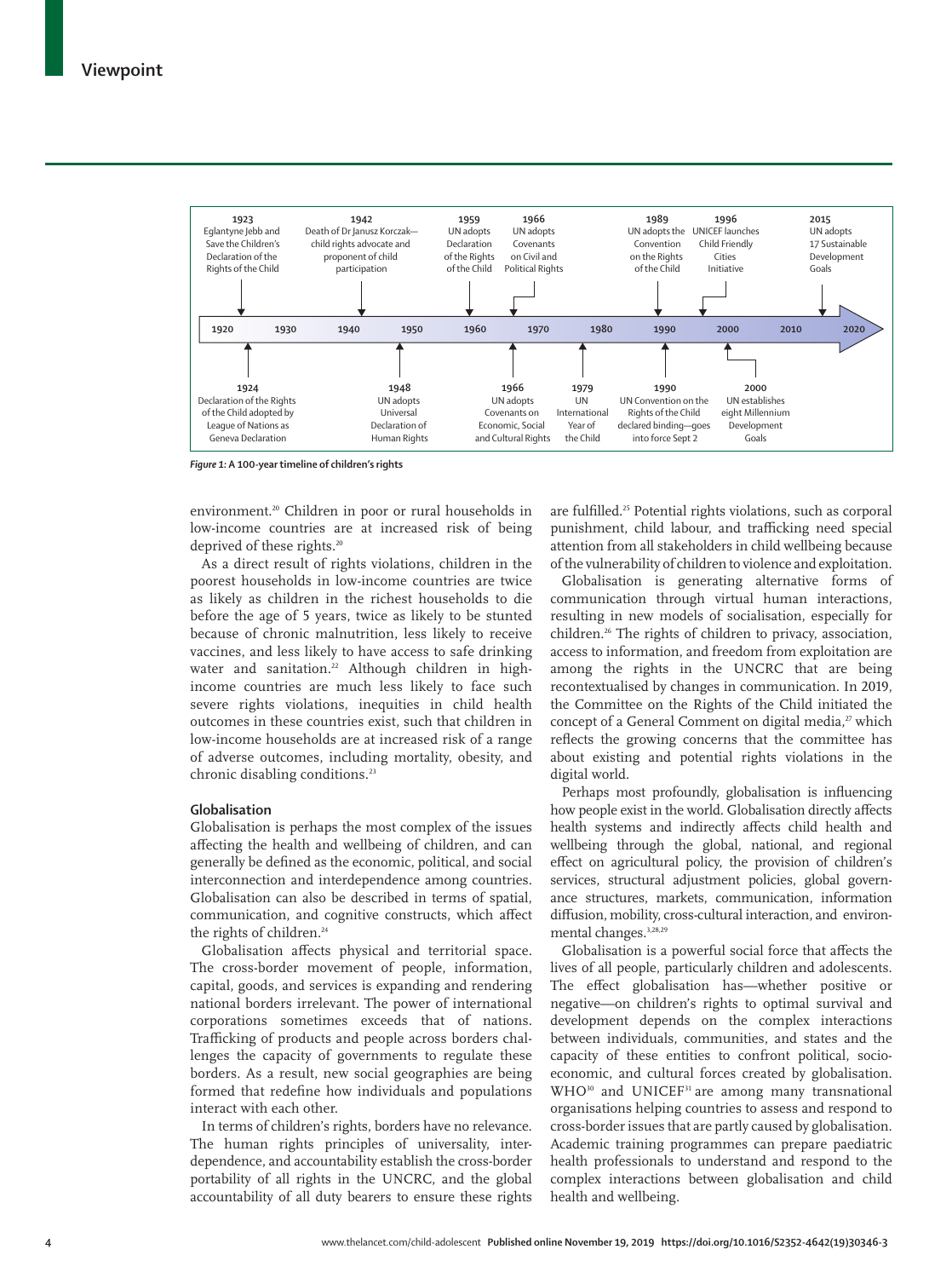- **1920–2020 timeline**
- 1923 — Eglantyne Jebb and Save the Children's Declaration of the Rights of the Child
- 1924 — Declaration of the Rights of the Child adopted by League of Nations as Geneva Declaration
- 1942 — Death of Dr Janusz Korczak—child rights advocate and proponent of child participation
- 1948 — UN adopts Universal Declaration of Human Rights
- 1959 — UN adopts Declaration of the Rights of the Child
- 1966 — UN adopts Covenants on Civil and Political Rights
- 1966 — UN adopts Covenants on Economic, Social and Cultural Rights
- 1979 — UN International Year of the Child
- 1989 — UN adopts the Convention on the Rights of the Child
- 1990 — UN Convention on the Rights of the Child declared binding—goes into force Sept 2
- 1996 — UNICEF launches Child Friendly Cities Initiative
- 2000 — UN establishes eight Millennium Development Goals
- 2015 — UN adopts 17 Sustainable Development Goals

***Figure 1:*** **A 100-year timeline of children's rights**

environment.[20] Children in poor or rural households in low-income countries are at increased risk of being deprived of these rights.[20]

As a direct result of rights violations, children in the poorest households in low-income countries are twice as likely as children in the richest households to die before the age of 5 years, twice as likely to be stunted because of chronic malnutrition, less likely to receive vaccines, and less likely to have access to safe drinking water and sanitation.[22] Although children in high-income countries are much less likely to face such severe rights violations, inequities in child health outcomes in these countries exist, such that children in low-income households are at increased risk of a range of adverse outcomes, including mortality, obesity, and chronic disabling conditions.[23]

### Globalisation

Globalisation is perhaps the most complex of the issues affecting the health and wellbeing of children, and can generally be defined as the economic, political, and social interconnection and interdependence among countries. Globalisation can also be described in terms of spatial, communication, and cognitive constructs, which affect the rights of children.[24]

Globalisation affects physical and territorial space. The cross-border movement of people, information, capital, goods, and services is expanding and rendering national borders irrelevant. The power of international corporations sometimes exceeds that of nations. Trafficking of products and people across borders challenges the capacity of governments to regulate these borders. As a result, new social geographies are being formed that redefine how individuals and populations interact with each other.

In terms of children's rights, borders have no relevance. The human rights principles of universality, interdependence, and accountability establish the cross-border portability of all rights in the UNCRC, and the global accountability of all duty bearers to ensure these rights are fulfilled.[25] Potential rights violations, such as corporal punishment, child labour, and trafficking need special attention from all stakeholders in child wellbeing because of the vulnerability of children to violence and exploitation.

Globalisation is generating alternative forms of communication through virtual human interactions, resulting in new models of socialisation, especially for children.[26] The rights of children to privacy, association, access to information, and freedom from exploitation are among the rights in the UNCRC that are being recontextualised by changes in communication. In 2019, the Committee on the Rights of the Child initiated the concept of a General Comment on digital media,[27] which reflects the growing concerns that the committee has about existing and potential rights violations in the digital world.

Perhaps most profoundly, globalisation is influencing how people exist in the world. Globalisation directly affects health systems and indirectly affects child health and wellbeing through the global, national, and regional effect on agricultural policy, the provision of children's services, structural adjustment policies, global governance structures, markets, communication, information diffusion, mobility, cross-cultural interaction, and environmental changes.[3,28,29]

Globalisation is a powerful social force that affects the lives of all people, particularly children and adolescents. The effect globalisation has—whether positive or negative—on children's rights to optimal survival and development depends on the complex interactions between individuals, communities, and states and the capacity of these entities to confront political, socioeconomic, and cultural forces created by globalisation. WHO[30] and UNICEF[31] are among many transnational organisations helping countries to assess and respond to cross-border issues that are partly caused by globalisation. Academic training programmes can prepare paediatric health professionals to understand and respond to the complex interactions between globalisation and child health and wellbeing.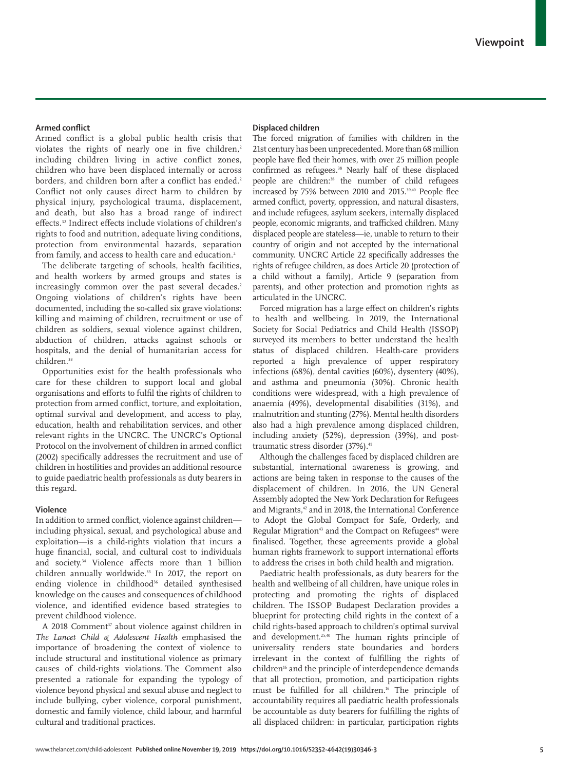### Armed conflict

Armed conflict is a global public health crisis that violates the rights of nearly one in five children,[2] including children living in active conflict zones, children who have been displaced internally or across borders, and children born after a conflict has ended.[2] Conflict not only causes direct harm to children by physical injury, psychological trauma, displacement, and death, but also has a broad range of indirect effects.[32] Indirect effects include violations of children's rights to food and nutrition, adequate living conditions, protection from environmental hazards, separation from family, and access to health care and education.[2]

The deliberate targeting of schools, health facilities, and health workers by armed groups and states is increasingly common over the past several decades.[2] Ongoing violations of children's rights have been documented, including the so-called six grave violations: killing and maiming of children, recruitment or use of children as soldiers, sexual violence against children, abduction of children, attacks against schools or hospitals, and the denial of humanitarian access for children.[33]

Opportunities exist for the health professionals who care for these children to support local and global organisations and efforts to fulfil the rights of children to protection from armed conflict, torture, and exploitation, optimal survival and development, and access to play, education, health and rehabilitation services, and other relevant rights in the UNCRC. The UNCRC's Optional Protocol on the involvement of children in armed conflict (2002) specifically addresses the recruitment and use of children in hostilities and provides an additional resource to guide paediatric health professionals as duty bearers in this regard.

### Violence

In addition to armed conflict, violence against children—including physical, sexual, and psychological abuse and exploitation—is a child-rights violation that incurs a huge financial, social, and cultural cost to individuals and society.[34] Violence affects more than 1 billion children annually worldwide.[35] In 2017, the report on ending violence in childhood[36] detailed synthesised knowledge on the causes and consequences of childhood violence, and identified evidence based strategies to prevent childhood violence.

A 2018 Comment[37] about violence against children in *The Lancet Child & Adolescent Health* emphasised the importance of broadening the context of violence to include structural and institutional violence as primary causes of child-rights violations. The Comment also presented a rationale for expanding the typology of violence beyond physical and sexual abuse and neglect to include bullying, cyber violence, corporal punishment, domestic and family violence, child labour, and harmful cultural and traditional practices.

### Displaced children

The forced migration of families with children in the 21st century has been unprecedented. More than 68 million people have fled their homes, with over 25 million people confirmed as refugees.[38] Nearly half of these displaced people are children:[38] the number of child refugees increased by 75% between 2010 and 2015.[39,40] People flee armed conflict, poverty, oppression, and natural disasters, and include refugees, asylum seekers, internally displaced people, economic migrants, and trafficked children. Many displaced people are stateless—ie, unable to return to their country of origin and not accepted by the international community. UNCRC Article 22 specifically addresses the rights of refugee children, as does Article 20 (protection of a child without a family), Article 9 (separation from parents), and other protection and promotion rights as articulated in the UNCRC.

Forced migration has a large effect on children's rights to health and wellbeing. In 2019, the International Society for Social Pediatrics and Child Health (ISSOP) surveyed its members to better understand the health status of displaced children. Health-care providers reported a high prevalence of upper respiratory infections (68%), dental cavities (60%), dysentery (40%), and asthma and pneumonia (30%). Chronic health conditions were widespread, with a high prevalence of anaemia (49%), developmental disabilities (31%), and malnutrition and stunting (27%). Mental health disorders also had a high prevalence among displaced children, including anxiety (52%), depression (39%), and post-traumatic stress disorder (37%).[41]

Although the challenges faced by displaced children are substantial, international awareness is growing, and actions are being taken in response to the causes of the displacement of children. In 2016, the UN General Assembly adopted the New York Declaration for Refugees and Migrants,[42] and in 2018, the International Conference to Adopt the Global Compact for Safe, Orderly, and Regular Migration[43] and the Compact on Refugees[44] were finalised. Together, these agreements provide a global human rights framework to support international efforts to address the crises in both child health and migration.

Paediatric health professionals, as duty bearers for the health and wellbeing of all children, have unique roles in protecting and promoting the rights of displaced children. The ISSOP Budapest Declaration provides a blueprint for protecting child rights in the context of a child rights-based approach to children's optimal survival and development.[25,40] The human rights principle of universality renders state boundaries and borders irrelevant in the context of fulfilling the rights of children[16] and the principle of interdependence demands that all protection, promotion, and participation rights must be fulfilled for all children.[16] The principle of accountability requires all paediatric health professionals be accountable as duty bearers for fulfilling the rights of all displaced children: in particular, participation rights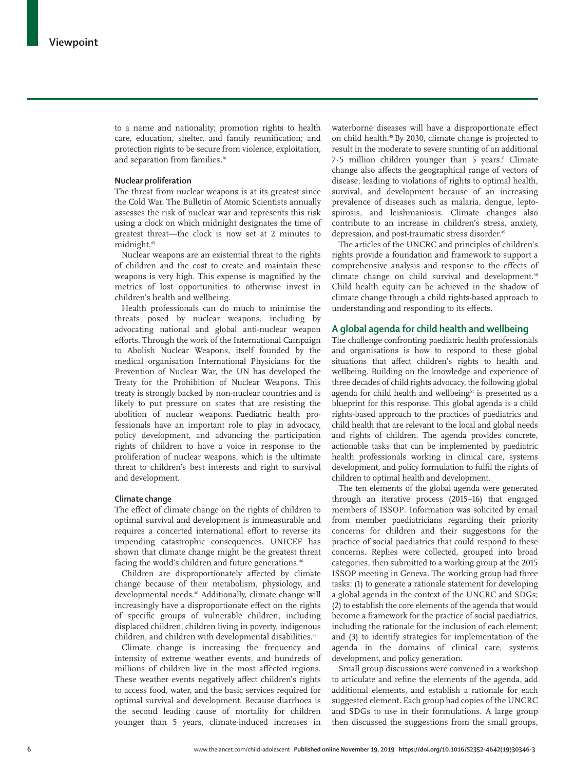to a name and nationality; promotion rights to health care, education, shelter, and family reunification; and protection rights to be secure from violence, exploitation, and separation from families.[16]

#### Nuclear proliferation

The threat from nuclear weapons is at its greatest since the Cold War. The Bulletin of Atomic Scientists annually assesses the risk of nuclear war and represents this risk using a clock on which midnight designates the time of greatest threat—the clock is now set at 2 minutes to midnight.[45]

Nuclear weapons are an existential threat to the rights of children and the cost to create and maintain these weapons is very high. This expense is magnified by the metrics of lost opportunities to otherwise invest in children's health and wellbeing.

Health professionals can do much to minimise the threats posed by nuclear weapons, including by advocating national and global anti-nuclear weapon efforts. Through the work of the International Campaign to Abolish Nuclear Weapons, itself founded by the medical organisation International Physicians for the Prevention of Nuclear War, the UN has developed the Treaty for the Prohibition of Nuclear Weapons. This treaty is strongly backed by non-nuclear countries and is likely to put pressure on states that are resisting the abolition of nuclear weapons. Paediatric health professionals have an important role to play in advocacy, policy development, and advancing the participation rights of children to have a voice in response to the proliferation of nuclear weapons, which is the ultimate threat to children's best interests and right to survival and development.

#### Climate change

The effect of climate change on the rights of children to optimal survival and development is immeasurable and requires a concerted international effort to reverse its impending catastrophic consequences. UNICEF has shown that climate change might be the greatest threat facing the world's children and future generations.[46]

Children are disproportionately affected by climate change because of their metabolism, physiology, and developmental needs.[46] Additionally, climate change will increasingly have a disproportionate effect on the rights of specific groups of vulnerable children, including displaced children, children living in poverty, indigenous children, and children with developmental disabilities.[47]

Climate change is increasing the frequency and intensity of extreme weather events, and hundreds of millions of children live in the most affected regions. These weather events negatively affect children's rights to access food, water, and the basic services required for optimal survival and development. Because diarrhoea is the second leading cause of mortality for children younger than 5 years, climate-induced increases in waterborne diseases will have a disproportionate effect on child health.[48] By 2030, climate change is projected to result in the moderate to severe stunting of an additional 7·5 million children younger than 5 years.[6] Climate change also affects the geographical range of vectors of disease, leading to violations of rights to optimal health, survival, and development because of an increasing prevalence of diseases such as malaria, dengue, leptospirosis, and leishmaniosis. Climate changes also contribute to an increase in children's stress, anxiety, depression, and post-traumatic stress disorder.[49]

The articles of the UNCRC and principles of children's rights provide a foundation and framework to support a comprehensive analysis and response to the effects of climate change on child survival and development.[50] Child health equity can be achieved in the shadow of climate change through a child rights-based approach to understanding and responding to its effects.

## A global agenda for child health and wellbeing

The challenge confronting paediatric health professionals and organisations is how to respond to these global situations that affect children's rights to health and wellbeing. Building on the knowledge and experience of three decades of child rights advocacy, the following global agenda for child health and wellbeing[51] is presented as a blueprint for this response. This global agenda is a child rights-based approach to the practices of paediatrics and child health that are relevant to the local and global needs and rights of children. The agenda provides concrete, actionable tasks that can be implemented by paediatric health professionals working in clinical care, systems development, and policy formulation to fulfil the rights of children to optimal health and development.

The ten elements of the global agenda were generated through an iterative process (2015–16) that engaged members of ISSOP. Information was solicited by email from member paediatricians regarding their priority concerns for children and their suggestions for the practice of social paediatrics that could respond to these concerns. Replies were collected, grouped into broad categories, then submitted to a working group at the 2015 ISSOP meeting in Geneva. The working group had three tasks: (1) to generate a rationale statement for developing a global agenda in the context of the UNCRC and SDGs; (2) to establish the core elements of the agenda that would become a framework for the practice of social paediatrics, including the rationale for the inclusion of each element; and (3) to identify strategies for implementation of the agenda in the domains of clinical care, systems development, and policy generation.

Small group discussions were convened in a workshop to articulate and refine the elements of the agenda, add additional elements, and establish a rationale for each suggested element. Each group had copies of the UNCRC and SDGs to use in their formulations. A large group then discussed the suggestions from the small groups,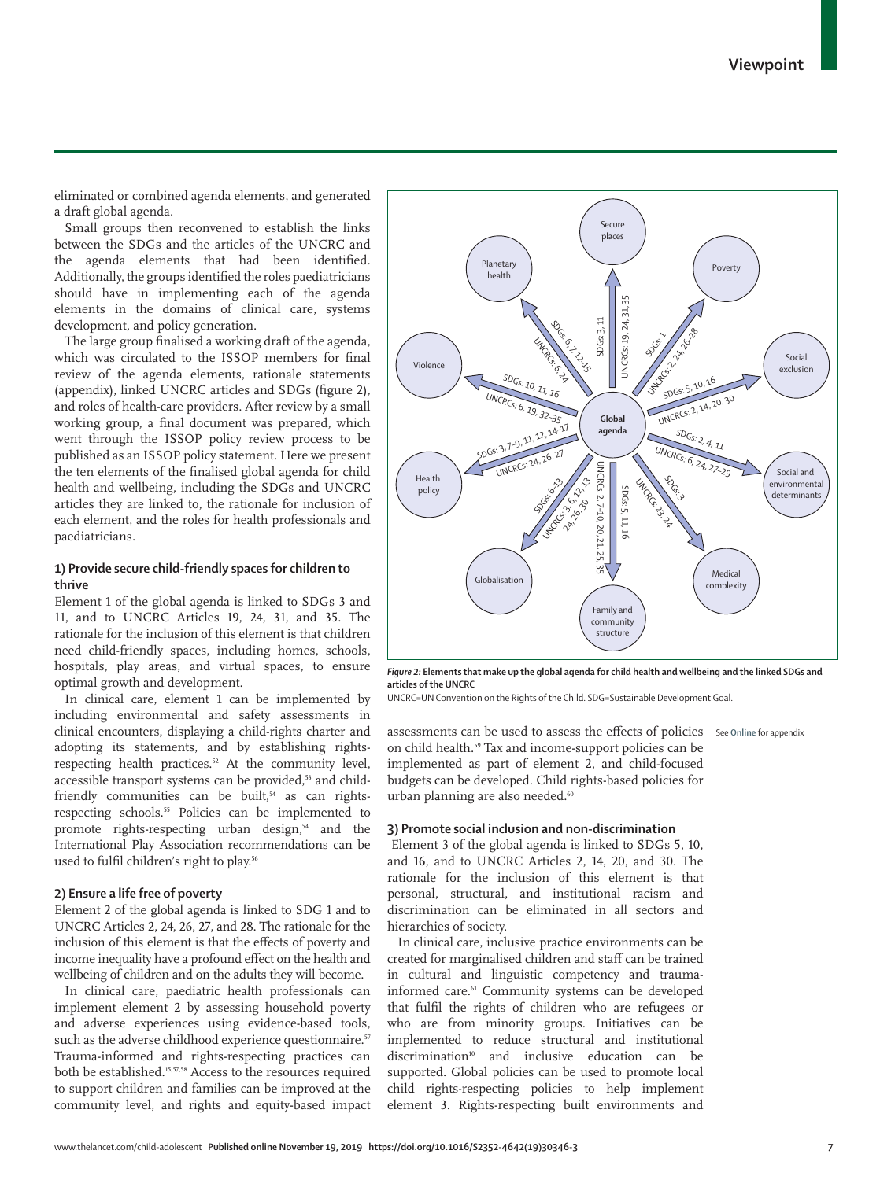eliminated or combined agenda elements, and generated a draft global agenda.

Small groups then reconvened to establish the links between the SDGs and the articles of the UNCRC and the agenda elements that had been identified. Additionally, the groups identified the roles paediatricians should have in implementing each of the agenda elements in the domains of clinical care, systems development, and policy generation.

The large group finalised a working draft of the agenda, which was circulated to the ISSOP members for final review of the agenda elements, rationale statements (appendix), linked UNCRC articles and SDGs (figure 2), and roles of health-care providers. After review by a small working group, a final document was prepared, which went through the ISSOP policy review process to be published as an ISSOP policy statement. Here we present the ten elements of the finalised global agenda for child health and wellbeing, including the SDGs and UNCRC articles they are linked to, the rationale for inclusion of each element, and the roles for health professionals and paediatricians.

*Figure 2:* **Elements that make up the global agenda for child health and wellbeing and the linked SDGs and articles of the UNCRC**

UNCRC=UN Convention on the Rights of the Child. SDG=Sustainable Development Goal.

See Online for appendix

### 1) Provide secure child-friendly spaces for children to thrive

Element 1 of the global agenda is linked to SDGs 3 and 11, and to UNCRC Articles 19, 24, 31, and 35. The rationale for the inclusion of this element is that children need child-friendly spaces, including homes, schools, hospitals, play areas, and virtual spaces, to ensure optimal growth and development.

In clinical care, element 1 can be implemented by including environmental and safety assessments in clinical encounters, displaying a child-rights charter and adopting its statements, and by establishing rights-respecting health practices.[52] At the community level, accessible transport systems can be provided,[53] and child-friendly communities can be built,[54] as can rights-respecting schools.[55] Policies can be implemented to promote rights-respecting urban design,[54] and the International Play Association recommendations can be used to fulfil children's right to play.[56]

### 2) Ensure a life free of poverty

Element 2 of the global agenda is linked to SDG 1 and to UNCRC Articles 2, 24, 26, 27, and 28. The rationale for the inclusion of this element is that the effects of poverty and income inequality have a profound effect on the health and wellbeing of children and on the adults they will become.

In clinical care, paediatric health professionals can implement element 2 by assessing household poverty and adverse experiences using evidence-based tools, such as the adverse childhood experience questionnaire.[57] Trauma-informed and rights-respecting practices can both be established.[15,57,58] Access to the resources required to support children and families can be improved at the community level, and rights and equity-based impact assessments can be used to assess the effects of policies on child health.[59] Tax and income-support policies can be implemented as part of element 2, and child-focused budgets can be developed. Child rights-based policies for urban planning are also needed.[60]

### 3) Promote social inclusion and non-discrimination

Element 3 of the global agenda is linked to SDGs 5, 10, and 16, and to UNCRC Articles 2, 14, 20, and 30. The rationale for the inclusion of this element is that personal, structural, and institutional racism and discrimination can be eliminated in all sectors and hierarchies of society.

In clinical care, inclusive practice environments can be created for marginalised children and staff can be trained in cultural and linguistic competency and trauma-informed care.[61] Community systems can be developed that fulfil the rights of children who are refugees or who are from minority groups. Initiatives can be implemented to reduce structural and institutional discrimination[10] and inclusive education can be supported. Global policies can be used to promote local child rights-respecting policies to help implement element 3. Rights-respecting built environments and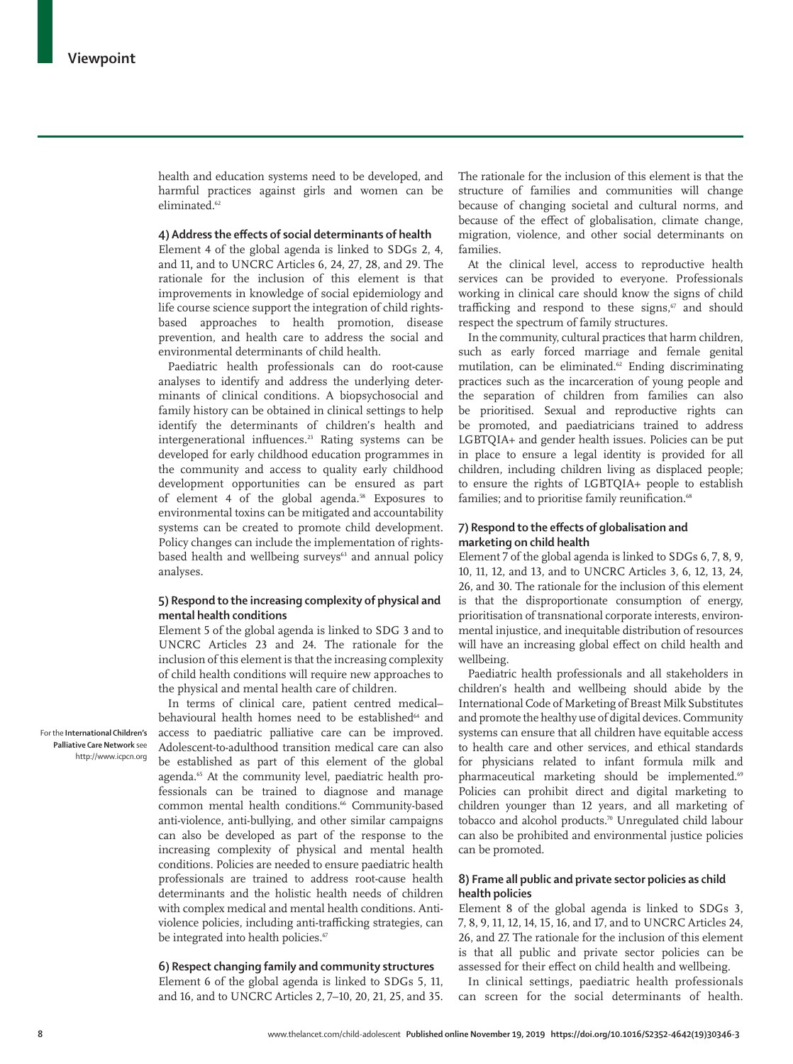health and education systems need to be developed, and harmful practices against girls and women can be eliminated.[62]

### 4) Address the effects of social determinants of health

Element 4 of the global agenda is linked to SDGs 2, 4, and 11, and to UNCRC Articles 6, 24, 27, 28, and 29. The rationale for the inclusion of this element is that improvements in knowledge of social epidemiology and life course science support the integration of child rights-based approaches to health promotion, disease prevention, and health care to address the social and environmental determinants of child health.

Paediatric health professionals can do root-cause analyses to identify and address the underlying determinants of clinical conditions. A biopsychosocial and family history can be obtained in clinical settings to help identify the determinants of children's health and intergenerational influences.[23] Rating systems can be developed for early childhood education programmes in the community and access to quality early childhood development opportunities can be ensured as part of element 4 of the global agenda.[58] Exposures to environmental toxins can be mitigated and accountability systems can be created to promote child development. Policy changes can include the implementation of rights-based health and wellbeing surveys[63] and annual policy analyses.

### 5) Respond to the increasing complexity of physical and mental health conditions

Element 5 of the global agenda is linked to SDG 3 and to UNCRC Articles 23 and 24. The rationale for the inclusion of this element is that the increasing complexity of child health conditions will require new approaches to the physical and mental health care of children.

In terms of clinical care, patient centred medical–behavioural health homes need to be established[64] and access to paediatric palliative care can be improved. Adolescent-to-adulthood transition medical care can also be established as part of this element of the global agenda.[65] At the community level, paediatric health professionals can be trained to diagnose and manage common mental health conditions.[66] Community-based anti-violence, anti-bullying, and other similar campaigns can also be developed as part of the response to the increasing complexity of physical and mental health conditions. Policies are needed to ensure paediatric health professionals are trained to address root-cause health determinants and the holistic health needs of children with complex medical and mental health conditions. Anti-violence policies, including anti-trafficking strategies, can be integrated into health policies.[67]

For the **International Children's Palliative Care Network** see http://www.icpcn.org

### 6) Respect changing family and community structures

Element 6 of the global agenda is linked to SDGs 5, 11, and 16, and to UNCRC Articles 2, 7–10, 20, 21, 25, and 35. The rationale for the inclusion of this element is that the structure of families and communities will change because of changing societal and cultural norms, and because of the effect of globalisation, climate change, migration, violence, and other social determinants on families.

At the clinical level, access to reproductive health services can be provided to everyone. Professionals working in clinical care should know the signs of child trafficking and respond to these signs,[67] and should respect the spectrum of family structures.

In the community, cultural practices that harm children, such as early forced marriage and female genital mutilation, can be eliminated.[62] Ending discriminating practices such as the incarceration of young people and the separation of children from families can also be prioritised. Sexual and reproductive rights can be promoted, and paediatricians trained to address LGBTQIA+ and gender health issues. Policies can be put in place to ensure a legal identity is provided for all children, including children living as displaced people; to ensure the rights of LGBTQIA+ people to establish families; and to prioritise family reunification.[68]

### 7) Respond to the effects of globalisation and marketing on child health

Element 7 of the global agenda is linked to SDGs 6, 7, 8, 9, 10, 11, 12, and 13, and to UNCRC Articles 3, 6, 12, 13, 24, 26, and 30. The rationale for the inclusion of this element is that the disproportionate consumption of energy, prioritisation of transnational corporate interests, environmental injustice, and inequitable distribution of resources will have an increasing global effect on child health and wellbeing.

Paediatric health professionals and all stakeholders in children's health and wellbeing should abide by the International Code of Marketing of Breast Milk Substitutes and promote the healthy use of digital devices. Community systems can ensure that all children have equitable access to health care and other services, and ethical standards for physicians related to infant formula milk and pharmaceutical marketing should be implemented.[69] Policies can prohibit direct and digital marketing to children younger than 12 years, and all marketing of tobacco and alcohol products.[70] Unregulated child labour can also be prohibited and environmental justice policies can be promoted.

### 8) Frame all public and private sector policies as child health policies

Element 8 of the global agenda is linked to SDGs 3, 7, 8, 9, 11, 12, 14, 15, 16, and 17, and to UNCRC Articles 24, 26, and 27. The rationale for the inclusion of this element is that all public and private sector policies can be assessed for their effect on child health and wellbeing.

In clinical settings, paediatric health professionals can screen for the social determinants of health.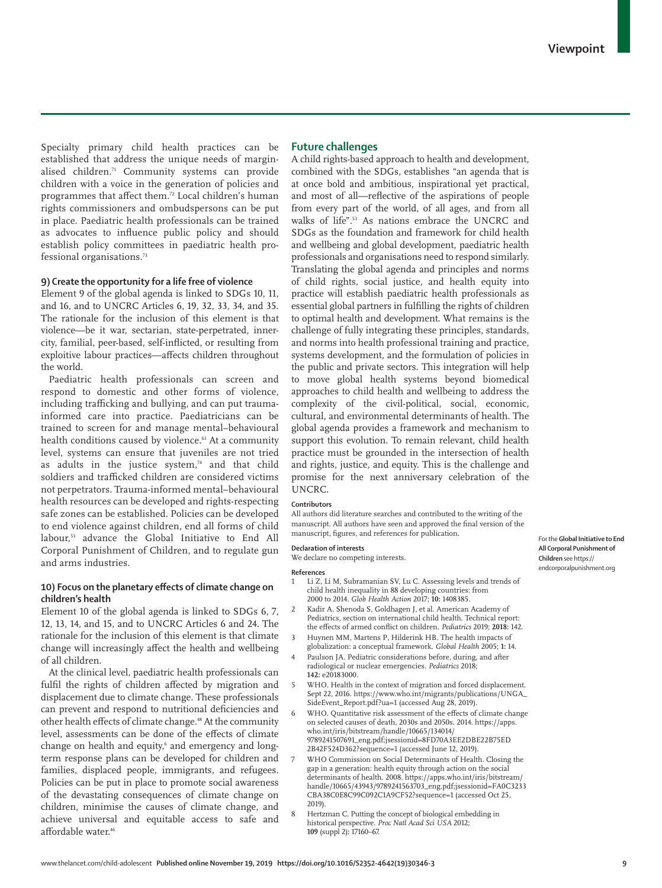Specialty primary child health practices can be established that address the unique needs of marginalised children.[71] Community systems can provide children with a voice in the generation of policies and programmes that affect them.[72] Local children's human rights commissioners and ombudspersons can be put in place. Paediatric health professionals can be trained as advocates to influence public policy and should establish policy committees in paediatric health professional organisations.[73]

### 9) Create the opportunity for a life free of violence

Element 9 of the global agenda is linked to SDGs 10, 11, and 16, and to UNCRC Articles 6, 19, 32, 33, 34, and 35. The rationale for the inclusion of this element is that violence—be it war, sectarian, state-perpetrated, inner-city, familial, peer-based, self-inflicted, or resulting from exploitive labour practices—affects children throughout the world.

Paediatric health professionals can screen and respond to domestic and other forms of violence, including trafficking and bullying, and can put trauma-informed care into practice. Paediatricians can be trained to screen for and manage mental–behavioural health conditions caused by violence.[61] At a community level, systems can ensure that juveniles are not tried as adults in the justice system,[74] and that child soldiers and trafficked children are considered victims not perpetrators. Trauma-informed mental–behavioural health resources can be developed and rights-respecting safe zones can be established. Policies can be developed to end violence against children, end all forms of child labour,[53] advance the Global Initiative to End All Corporal Punishment of Children, and to regulate gun and arms industries.

For the **Global Initiative to End All Corporal Punishment of Children** see https://endcorporalpunishment.org

### 10) Focus on the planetary effects of climate change on children's health

Element 10 of the global agenda is linked to SDGs 6, 7, 12, 13, 14, and 15, and to UNCRC Articles 6 and 24. The rationale for the inclusion of this element is that climate change will increasingly affect the health and wellbeing of all children.

At the clinical level, paediatric health professionals can fulfil the rights of children affected by migration and displacement due to climate change. These professionals can prevent and respond to nutritional deficiencies and other health effects of climate change.[48] At the community level, assessments can be done of the effects of climate change on health and equity,[6] and emergency and long-term response plans can be developed for children and families, displaced people, immigrants, and refugees. Policies can be put in place to promote social awareness of the devastating consequences of climate change on children, minimise the causes of climate change, and achieve universal and equitable access to safe and affordable water.[46]

## Future challenges

A child rights-based approach to health and development, combined with the SDGs, establishes "an agenda that is at once bold and ambitious, inspirational yet practical, and most of all—reflective of the aspirations of people from every part of the world, of all ages, and from all walks of life".[53] As nations embrace the UNCRC and SDGs as the foundation and framework for child health and wellbeing and global development, paediatric health professionals and organisations need to respond similarly. Translating the global agenda and principles and norms of child rights, social justice, and health equity into practice will establish paediatric health professionals as essential global partners in fulfilling the rights of children to optimal health and development. What remains is the challenge of fully integrating these principles, standards, and norms into health professional training and practice, systems development, and the formulation of policies in the public and private sectors. This integration will help to move global health systems beyond biomedical approaches to child health and wellbeing to address the complexity of the civil-political, social, economic, cultural, and environmental determinants of health. The global agenda provides a framework and mechanism to support this evolution. To remain relevant, child health practice must be grounded in the intersection of health and rights, justice, and equity. This is the challenge and promise for the next anniversary celebration of the UNCRC.

#### Contributors

All authors did literature searches and contributed to the writing of the manuscript. All authors have seen and approved the final version of the manuscript, figures, and references for publication.

#### Declaration of interests

We declare no competing interests.

#### References

1. Li Z, Li M, Subramanian SV, Lu C. Assessing levels and trends of child health inequality in 88 developing countries: from 2000 to 2014. *Glob Health Action* 2017; **10:** 1408385.
2. Kadir A, Shenoda S, Goldhagen J, et al. American Academy of Pediatrics, section on international child health. Technical report: the effects of armed conflict on children. *Pediatrics* 2019; **2018:** 142.
3. Huynen MM, Martens P, Hilderink HB. The health impacts of globalization: a conceptual framework. *Global Health* 2005; **1:** 14.
4. Paulson JA. Pediatric considerations before, during, and after radiological or nuclear emergencies. *Pediatrics* 2018; **142:** e20183000.
5. WHO. Health in the context of migration and forced displacement. Sept 22, 2016. https://www.who.int/migrants/publications/UNGA_SideEvent_Report.pdf?ua=1 (accessed Aug 28, 2019).
6. WHO. Quantitative risk assessment of the effects of climate change on selected causes of death, 2030s and 2050s. 2014. https://apps.who.int/iris/bitstream/handle/10665/134014/9789241507691_eng.pdf;jsessionid=8FD70A3EE2DBE22B75ED2B42F524D362?sequence=1 (accessed June 12, 2019).
7. WHO Commission on Social Determinants of Health. Closing the gap in a generation: health equity through action on the social determinants of health. 2008. https://apps.who.int/iris/bitstream/handle/10665/43943/9789241563703_eng.pdf;jsessionid=FA0C3233CBA38C0E8C99C092C1A9CF52?sequence=1 (accessed Oct 25, 2019).
8. Hertzman C. Putting the concept of biological embedding in historical perspective. *Proc Natl Acad Sci USA* 2012; **109** (suppl 2)**:** 17160–67.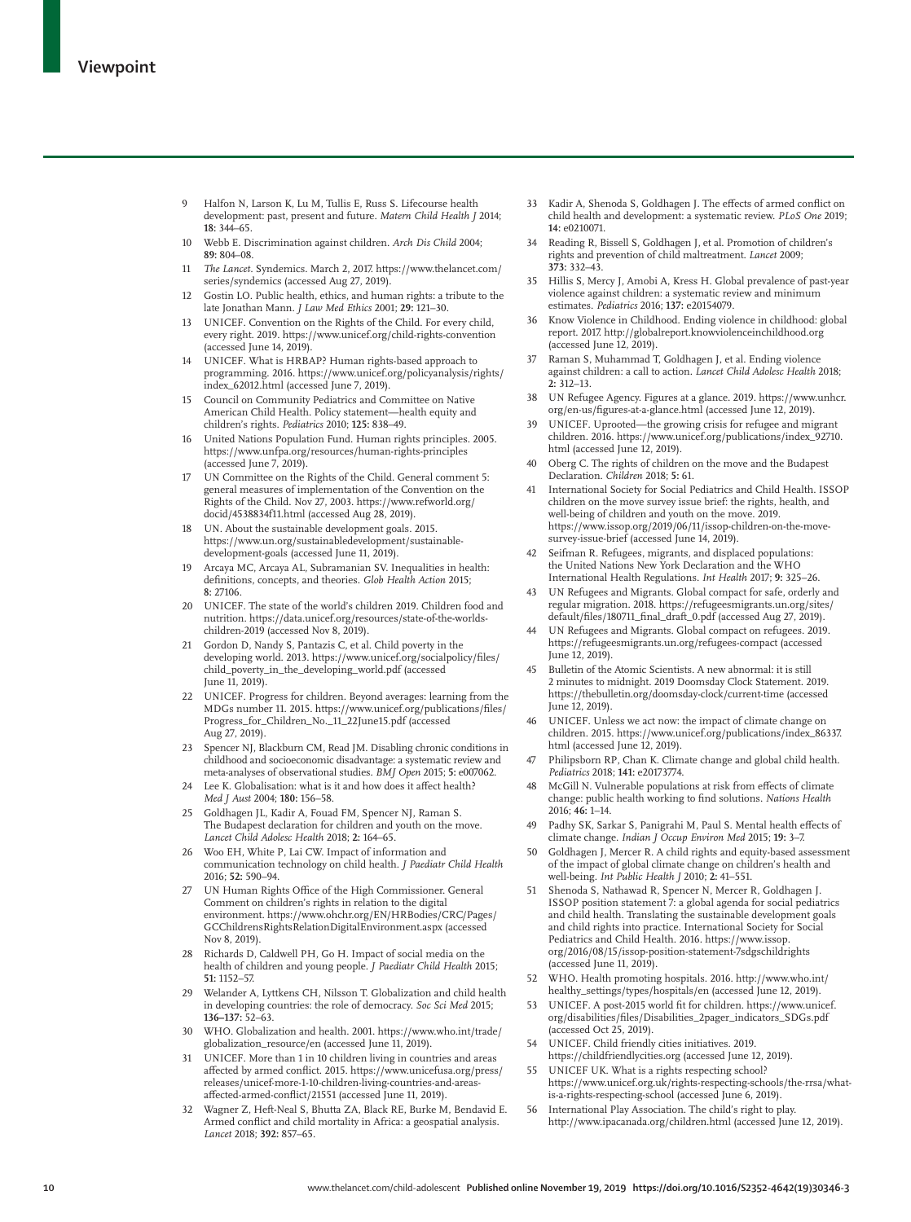9 Halfon N, Larson K, Lu M, Tullis E, Russ S. Lifecourse health development: past, present and future. *Matern Child Health J* 2014; **18:** 344–65.

10 Webb E. Discrimination against children. *Arch Dis Child* 2004; **89:** 804–08.

11 *The Lancet*. Syndemics. March 2, 2017. https://www.thelancet.com/series/syndemics (accessed Aug 27, 2019).

12 Gostin LO. Public health, ethics, and human rights: a tribute to the late Jonathan Mann. *J Law Med Ethics* 2001; **29:** 121–30.

13 UNICEF. Convention on the Rights of the Child. For every child, every right. 2019. https://www.unicef.org/child-rights-convention (accessed June 14, 2019).

14 UNICEF. What is HRBAP? Human rights-based approach to programming. 2016. https://www.unicef.org/policyanalysis/rights/index_62012.html (accessed June 7, 2019).

15 Council on Community Pediatrics and Committee on Native American Child Health. Policy statement—health equity and children's rights. *Pediatrics* 2010; **125:** 838–49.

16 United Nations Population Fund. Human rights principles. 2005. https://www.unfpa.org/resources/human-rights-principles (accessed June 7, 2019).

17 UN Committee on the Rights of the Child. General comment 5: general measures of implementation of the Convention on the Rights of the Child. Nov 27, 2003. https://www.refworld.org/docid/4538834f11.html (accessed Aug 28, 2019).

18 UN. About the sustainable development goals. 2015. https://www.un.org/sustainabledevelopment/sustainable-development-goals (accessed June 11, 2019).

19 Arcaya MC, Arcaya AL, Subramanian SV. Inequalities in health: definitions, concepts, and theories. *Glob Health Action* 2015; **8:** 27106.

20 UNICEF. The state of the world's children 2019. Children food and nutrition. https://data.unicef.org/resources/state-of-the-worlds-children-2019 (accessed Nov 8, 2019).

21 Gordon D, Nandy S, Pantazis C, et al. Child poverty in the developing world. 2013. https://www.unicef.org/socialpolicy/files/child_poverty_in_the_developing_world.pdf (accessed June 11, 2019).

22 UNICEF. Progress for children. Beyond averages: learning from the MDGs number 11. 2015. https://www.unicef.org/publications/files/Progress_for_Children_No._11_22June15.pdf (accessed Aug 27, 2019).

23 Spencer NJ, Blackburn CM, Read JM. Disabling chronic conditions in childhood and socioeconomic disadvantage: a systematic review and meta-analyses of observational studies. *BMJ Open* 2015; **5:** e007062.

24 Lee K. Globalisation: what is it and how does it affect health? *Med J Aust* 2004; **180:** 156–58.

25 Goldhagen JL, Kadir A, Fouad FM, Spencer NJ, Raman S. The Budapest declaration for children and youth on the move. *Lancet Child Adolesc Health* 2018; **2:** 164–65.

26 Woo EH, White P, Lai CW. Impact of information and communication technology on child health. *J Paediatr Child Health* 2016; **52:** 590–94.

27 UN Human Rights Office of the High Commissioner. General Comment on children's rights in relation to the digital environment. https://www.ohchr.org/EN/HRBodies/CRC/Pages/GCChildrensRightsRelationDigitalEnvironment.aspx (accessed Nov 8, 2019).

28 Richards D, Caldwell PH, Go H. Impact of social media on the health of children and young people. *J Paediatr Child Health* 2015; **51:** 1152–57.

29 Welander A, Lyttkens CH, Nilsson T. Globalization and child health in developing countries: the role of democracy. *Soc Sci Med* 2015; **136–137:** 52–63.

30 WHO. Globalization and health. 2001. https://www.who.int/trade/globalization_resource/en (accessed June 11, 2019).

31 UNICEF. More than 1 in 10 children living in countries and areas affected by armed conflict. 2015. https://www.unicefusa.org/press/releases/unicef-more-1-10-children-living-countries-and-areas-affected-armed-conflict/21551 (accessed June 11, 2019).

32 Wagner Z, Heft-Neal S, Bhutta ZA, Black RE, Burke M, Bendavid E. Armed conflict and child mortality in Africa: a geospatial analysis. *Lancet* 2018; **392:** 857–65.

33 Kadir A, Shenoda S, Goldhagen J. The effects of armed conflict on child health and development: a systematic review. *PLoS One* 2019; **14:** e0210071.

34 Reading R, Bissell S, Goldhagen J, et al. Promotion of children's rights and prevention of child maltreatment. *Lancet* 2009; **373:** 332–43.

35 Hillis S, Mercy J, Amobi A, Kress H. Global prevalence of past-year violence against children: a systematic review and minimum estimates. *Pediatrics* 2016; **137:** e20154079.

36 Know Violence in Childhood. Ending violence in childhood: global report. 2017. http://globalreport.knowviolenceinchildhood.org (accessed June 12, 2019).

37 Raman S, Muhammad T, Goldhagen J, et al. Ending violence against children: a call to action. *Lancet Child Adolesc Health* 2018; **2:** 312–13.

38 UN Refugee Agency. Figures at a glance. 2019. https://www.unhcr.org/en-us/figures-at-a-glance.html (accessed June 12, 2019).

39 UNICEF. Uprooted—the growing crisis for refugee and migrant children. 2016. https://www.unicef.org/publications/index_92710.html (accessed June 12, 2019).

40 Oberg C. The rights of children on the move and the Budapest Declaration. *Children* 2018; **5:** 61.

41 International Society for Social Pediatrics and Child Health. ISSOP children on the move survey issue brief: the rights, health, and well-being of children and youth on the move. 2019. https://www.issop.org/2019/06/11/issop-children-on-the-move-survey-issue-brief (accessed June 14, 2019).

42 Seifman R. Refugees, migrants, and displaced populations: the United Nations New York Declaration and the WHO International Health Regulations. *Int Health* 2017; **9:** 325–26.

43 UN Refugees and Migrants. Global compact for safe, orderly and regular migration. 2018. https://refugeesmigrants.un.org/sites/default/files/180711_final_draft_0.pdf (accessed Aug 27, 2019).

44 UN Refugees and Migrants. Global compact on refugees. 2019. https://refugeesmigrants.un.org/refugees-compact (accessed June 12, 2019).

45 Bulletin of the Atomic Scientists. A new abnormal: it is still 2 minutes to midnight. 2019 Doomsday Clock Statement. 2019. https://thebulletin.org/doomsday-clock/current-time (accessed June 12, 2019).

46 UNICEF. Unless we act now: the impact of climate change on children. 2015. https://www.unicef.org/publications/index_86337.html (accessed June 12, 2019).

47 Philipsborn RP, Chan K. Climate change and global child health. *Pediatrics* 2018; **141:** e20173774.

48 McGill N. Vulnerable populations at risk from effects of climate change: public health working to find solutions. *Nations Health* 2016; **46:** 1–14.

49 Padhy SK, Sarkar S, Panigrahi M, Paul S. Mental health effects of climate change. *Indian J Occup Environ Med* 2015; **19:** 3–7.

50 Goldhagen J, Mercer R. A child rights and equity-based assessment of the impact of global climate change on children's health and well-being. *Int Public Health J* 2010; **2:** 41–551.

51 Shenoda S, Nathawad R, Spencer N, Mercer R, Goldhagen J. ISSOP position statement 7: a global agenda for social pediatrics and child health. Translating the sustainable development goals and child rights into practice. International Society for Social Pediatrics and Child Health. 2016. https://www.issop.org/2016/08/15/issop-position-statement-7sdgschildrights (accessed June 11, 2019).

52 WHO. Health promoting hospitals. 2016. http://www.who.int/healthy_settings/types/hospitals/en (accessed June 12, 2019).

53 UNICEF. A post-2015 world fit for children. https://www.unicef.org/disabilities/files/Disabilities_2pager_indicators_SDGs.pdf (accessed Oct 25, 2019).

54 UNICEF. Child friendly cities initiatives. 2019. https://childfriendlycities.org (accessed June 12, 2019).

55 UNICEF UK. What is a rights respecting school? https://www.unicef.org.uk/rights-respecting-schools/the-rrsa/what-is-a-rights-respecting-school (accessed June 6, 2019).

56 International Play Association. The child's right to play. http://www.ipacanada.org/children.html (accessed June 12, 2019).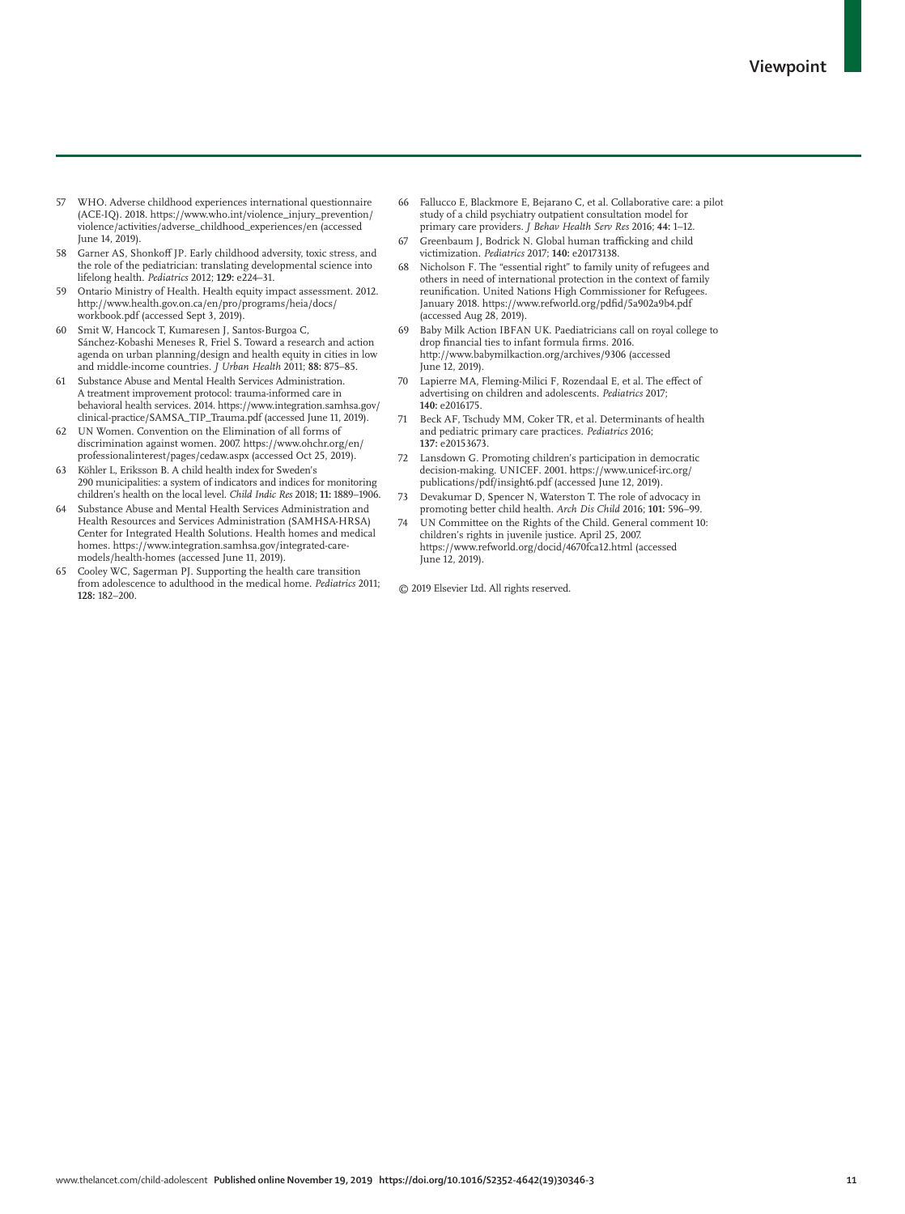57 WHO. Adverse childhood experiences international questionnaire (ACE-IQ). 2018. https://www.who.int/violence_injury_prevention/violence/activities/adverse_childhood_experiences/en (accessed June 14, 2019).

58 Garner AS, Shonkoff JP. Early childhood adversity, toxic stress, and the role of the pediatrician: translating developmental science into lifelong health. *Pediatrics* 2012; **129:** e224–31.

59 Ontario Ministry of Health. Health equity impact assessment. 2012. http://www.health.gov.on.ca/en/pro/programs/heia/docs/workbook.pdf (accessed Sept 3, 2019).

60 Smit W, Hancock T, Kumaresen J, Santos-Burgoa C, Sánchez-Kobashi Meneses R, Friel S. Toward a research and action agenda on urban planning/design and health equity in cities in low and middle-income countries. *J Urban Health* 2011; **88:** 875–85.

61 Substance Abuse and Mental Health Services Administration. A treatment improvement protocol: trauma-informed care in behavioral health services. 2014. https://www.integration.samhsa.gov/clinical-practice/SAMSA_TIP_Trauma.pdf (accessed June 11, 2019).

62 UN Women. Convention on the Elimination of all forms of discrimination against women. 2007. https://www.ohchr.org/en/professionalinterest/pages/cedaw.aspx (accessed Oct 25, 2019).

63 Köhler L, Eriksson B. A child health index for Sweden's 290 municipalities: a system of indicators and indices for monitoring children's health on the local level. *Child Indic Res* 2018; **11:** 1889–1906.

64 Substance Abuse and Mental Health Services Administration and Health Resources and Services Administration (SAMHSA-HRSA) Center for Integrated Health Solutions. Health homes and medical homes. https://www.integration.samhsa.gov/integrated-care-models/health-homes (accessed June 11, 2019).

65 Cooley WC, Sagerman PJ. Supporting the health care transition from adolescence to adulthood in the medical home. *Pediatrics* 2011; **128:** 182–200.

66 Fallucco E, Blackmore E, Bejarano C, et al. Collaborative care: a pilot study of a child psychiatry outpatient consultation model for primary care providers. *J Behav Health Serv Res* 2016; **44:** 1–12.

67 Greenbaum J, Bodrick N. Global human trafficking and child victimization. *Pediatrics* 2017; **140:** e20173138.

68 Nicholson F. The "essential right" to family unity of refugees and others in need of international protection in the context of family reunification. United Nations High Commissioner for Refugees. January 2018. https://www.refworld.org/pdfid/5a902a9b4.pdf (accessed Aug 28, 2019).

69 Baby Milk Action IBFAN UK. Paediatricians call on royal college to drop financial ties to infant formula firms. 2016. http://www.babymilkaction.org/archives/9306 (accessed June 12, 2019).

70 Lapierre MA, Fleming-Milici F, Rozendaal E, et al. The effect of advertising on children and adolescents. *Pediatrics* 2017; **140:** e2016175.

71 Beck AF, Tschudy MM, Coker TR, et al. Determinants of health and pediatric primary care practices. *Pediatrics* 2016; **137:** e20153673.

72 Lansdown G. Promoting children's participation in democratic decision-making. UNICEF. 2001. https://www.unicef-irc.org/publications/pdf/insight6.pdf (accessed June 12, 2019).

73 Devakumar D, Spencer N, Waterston T. The role of advocacy in promoting better child health. *Arch Dis Child* 2016; **101:** 596–99.

74 UN Committee on the Rights of the Child. General comment 10: children's rights in juvenile justice. April 25, 2007. https://www.refworld.org/docid/4670fca12.html (accessed June 12, 2019).

© 2019 Elsevier Ltd. All rights reserved.